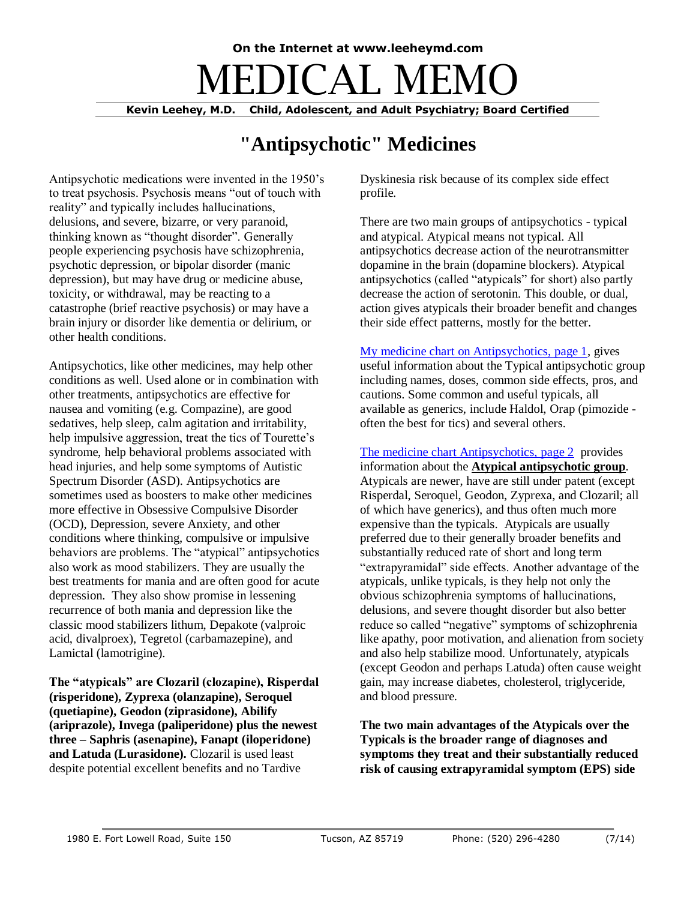On the Internet at www.leeheymd.com

# MEDICAL MEMO

**Kevin Leehey, M.D. Child, Adolescent, and Adult Psychiatry; Board Certified**

## "Antipsychotic" Medicines

Antipsychotic medications were invented in the 1950's to treat psychosis. Psychosis means "out of touch with reality" and typically includes hallucinations, delusions, and severe, bizarre, or very paranoid, thinking known as "thought disorder". Generally people experiencing psychosis have schizophrenia, psychotic depression, or bipolar disorder (manic depression), but may have drug or medicine abuse, toxicity, or withdrawal, may be reacting to a catastrophe (brief reactive psychosis) or may have a brain injury or disorder like dementia or delirium, or other health conditions.

Antipsychotics, like other medicines, may help other conditions as well. Used alone or in combination with other treatments, antipsychotics are effective for nausea and vomiting (e.g. Compazine), are good sedatives, help sleep, calm agitation and irritability, help impulsive aggression, treat the tics of Tourette's syndrome, help behavioral problems associated with head injuries, and help some symptoms of Autistic Spectrum Disorder (ASD). Antipsychotics are sometimes used as boosters to make other medicines more effective in Obsessive Compulsive Disorder (OCD), Depression, severe Anxiety, and other conditions where thinking, compulsive or impulsive behaviors are problems. The "atypical" antipsychotics also work as mood stabilizers. They are usually the best treatments for mania and are often good for acute depression. They also show promise in lessening recurrence of both mania and depression like the classic mood stabilizers lithium, Depakote (valproic acid, divalproex), Tegretol (carbamazepine), and Lamictal (lamotrigine).

**The "atypicals" are Clozaril (clozapine), Risperdal (risperidone), Zyprexa (olanzapine), Seroquel (quetiapine), Geodon (ziprasidone), Abilify (ariprazole), Invega (paliperidone) plus the newest three – Saphris (asenapine), Fanapt (iloperidone) and Latuda (Lurasidone).** Clozaril is used least despite potential excellent benefits and no Tardive Dyskinesia risk because of its complex side effect profile.

There are two main groups of antipsychotics - typical and atypical. Atypical means not typical. All antipsychotics decrease action of the neurotransmitter dopamine in the brain (dopamine blockers). Atypical antipsychotics (called "atypicals" for short) also partly decrease the action of serotonin. This double, or dual, action gives atypicals their broader benefit and changes their side effect patterns, mostly for the better.

My medicine chart on Antipsychotics, page 1, gives useful information about the Typical antipsychotic group including names, doses, common side effects, pros, and cautions. Some common and useful typicals, all available as generics, include Haldol, Orap (pimozide - often the best for tics) and several others.

The medicine chart Antipsychotics, page 2 provides information about the **Atypical antipsychotic group**. Atypicals are newer, have are still under patent (except Risperdal, Seroquel, Geodon, Zyprexa, and Clozaril; all of which have generics), and thus often much more expensive than the typicals. Atypicals are usually preferred due to their generally broader benefits and substantially reduced rate of short and long term "extrapyramidal" side effects. Another advantage of the atypicals, unlike typicals, is they help not only the obvious schizophrenia symptoms of hallucinations, delusions, and severe thought disorder but also better reduce so called "negative" symptoms of schizophrenia like apathy, poor motivation, and alienation from society and also help stabilize mood. Unfortunately, atypicals (except Geodon and perhaps Latuda) often cause weight gain, may increase diabetes, cholesterol, triglyceride, and blood pressure.

**The two main advantages of the Atypicals over the Typicals is the broader range of diagnoses and symptoms they treat and their substantially reduced risk of causing extrapyramidal symptom (EPS) side**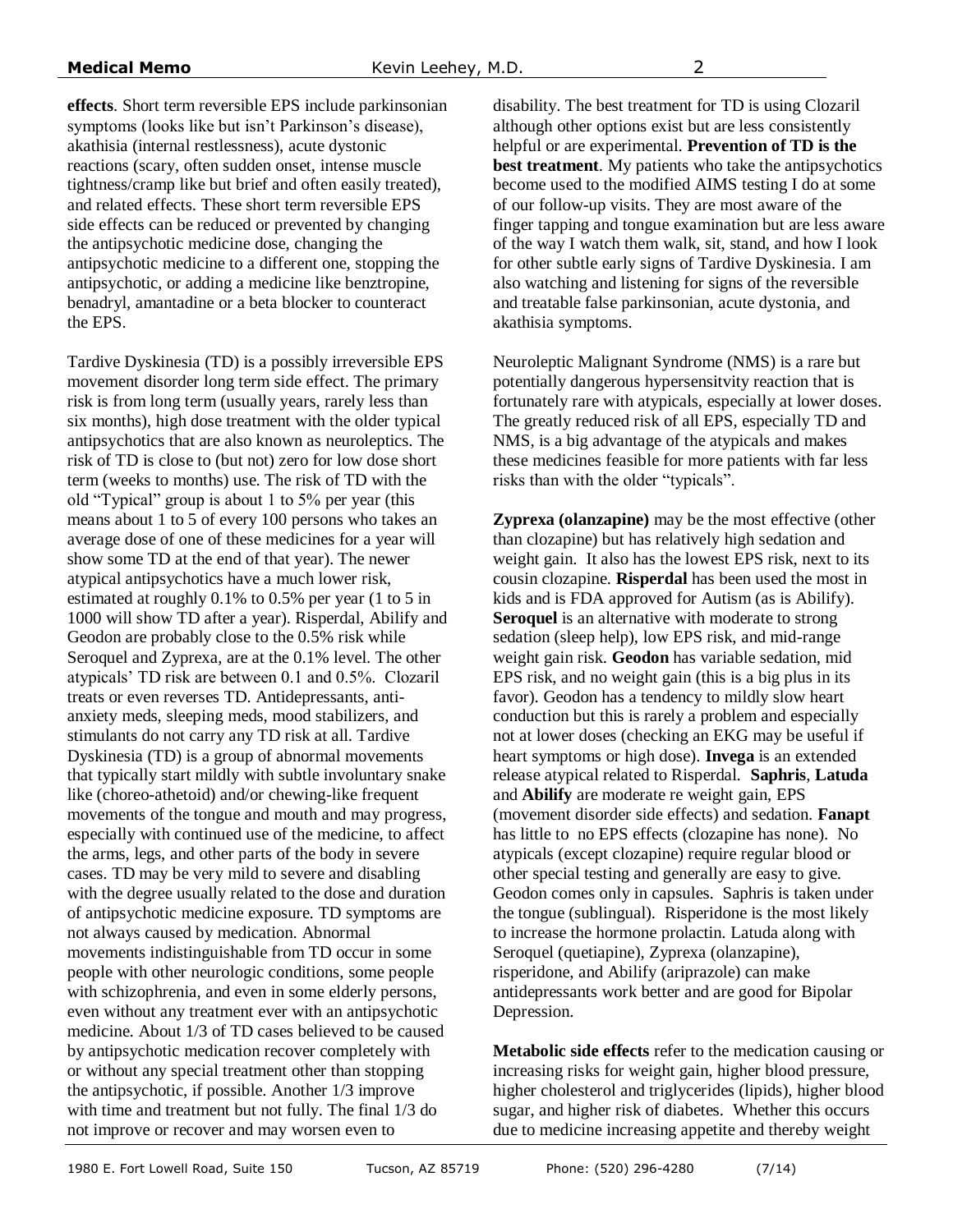**effects**. Short term reversible EPS include parkinsonian symptoms (looks like but isn't Parkinson's disease), akathisia (internal restlessness), acute dystonic reactions (scary, often sudden onset, intense muscle tightness/cramp like but brief and often easily treated), and related effects. These short term reversible EPS side effects can be reduced or prevented by changing the antipsychotic medicine dose, changing the antipsychotic medicine to a different one, stopping the antipsychotic, or adding a medicine like benztropine, benadryl, amantadine or a beta blocker to counteract the EPS.

Tardive Dyskinesia (TD) is a possibly irreversible EPS movement disorder long term side effect. The primary risk is from long term (usually years, rarely less than six months), high dose treatment with the older typical antipsychotics that are also known as neuroleptics. The risk of TD is close to (but not) zero for low dose short term (weeks to months) use. The risk of TD with the old "Typical" group is about 1 to 5% per year (this means about 1 to 5 of every 100 persons who takes an average dose of one of these medicines for a year will show some TD at the end of that year). The newer atypical antipsychotics have a much lower risk, estimated at roughly 0.1% to 0.5% per year (1 to 5 in 1000 will show TD after a year). Risperdal, Abilify and Geodon are probably close to the 0.5% risk while Seroquel and Zyprexa, are at the 0.1% level. The other atypicals' TD risk are between 0.1 and 0.5%. Clozaril treats or even reverses TD. Antidepressants, anti-anxiety meds, sleeping meds, mood stabilizers, and stimulants do not carry any TD risk at all. Tardive Dyskinesia (TD) is a group of abnormal movements that typically start mildly with subtle involuntary snake like (choreo-athetoid) and/or chewing-like frequent movements of the tongue and mouth and may progress, especially with continued use of the medicine, to affect the arms, legs, and other parts of the body in severe cases. TD may be very mild to severe and disabling with the degree usually related to the dose and duration of antipsychotic medicine exposure. TD symptoms are not always caused by medication. Abnormal movements indistinguishable from TD occur in some people with other neurologic conditions, some people with schizophrenia, and even in some elderly persons, even without any treatment ever with an antipsychotic medicine. About 1/3 of TD cases believed to be caused by antipsychotic medication recover completely with or without any special treatment other than stopping the antipsychotic, if possible. Another 1/3 improve with time and treatment but not fully. The final 1/3 do not improve or recover and may worsen even to disability. The best treatment for TD is using Clozaril although other options exist but are less consistently helpful or are experimental. **Prevention of TD is the best treatment**. My patients who take the antipsychotics become used to the modified AIMS testing I do at some of our follow-up visits. They are most aware of the finger tapping and tongue examination but are less aware of the way I watch them walk, sit, stand, and how I look for other subtle early signs of Tardive Dyskinesia. I am also watching and listening for signs of the reversible and treatable false parkinsonian, acute dystonia, and akathisia symptoms.

Neuroleptic Malignant Syndrome (NMS) is a rare but potentially dangerous hypersensitvity reaction that is fortunately rare with atypicals, especially at lower doses. The greatly reduced risk of all EPS, especially TD and NMS, is a big advantage of the atypicals and makes these medicines feasible for more patients with far less risks than with the older "typicals".

**Zyprexa (olanzapine)** may be the most effective (other than clozapine) but has relatively high sedation and weight gain. It also has the lowest EPS risk, next to its cousin clozapine. **Risperdal** has been used the most in kids and is FDA approved for Autism (as is Abilify). **Seroquel** is an alternative with moderate to strong sedation (sleep help), low EPS risk, and mid-range weight gain risk. **Geodon** has variable sedation, mid EPS risk, and no weight gain (this is a big plus in its favor). Geodon has a tendency to mildly slow heart conduction but this is rarely a problem and especially not at lower doses (checking an EKG may be useful if heart symptoms or high dose). **Invega** is an extended release atypical related to Risperdal. **Saphris**, **Latuda** and **Abilify** are moderate re weight gain, EPS (movement disorder side effects) and sedation. **Fanapt** has little to no EPS effects (clozapine has none). No atypicals (except clozapine) require regular blood or other special testing and generally are easy to give. Geodon comes only in capsules. Saphris is taken under the tongue (sublingual). Risperidone is the most likely to increase the hormone prolactin. Latuda along with Seroquel (quetiapine), Zyprexa (olanzapine), risperidone, and Abilify (ariprazole) can make antidepressants work better and are good for Bipolar Depression.

**Metabolic side effects** refer to the medication causing or increasing risks for weight gain, higher blood pressure, higher cholesterol and triglycerides (lipids), higher blood sugar, and higher risk of diabetes. Whether this occurs due to medicine increasing appetite and thereby weight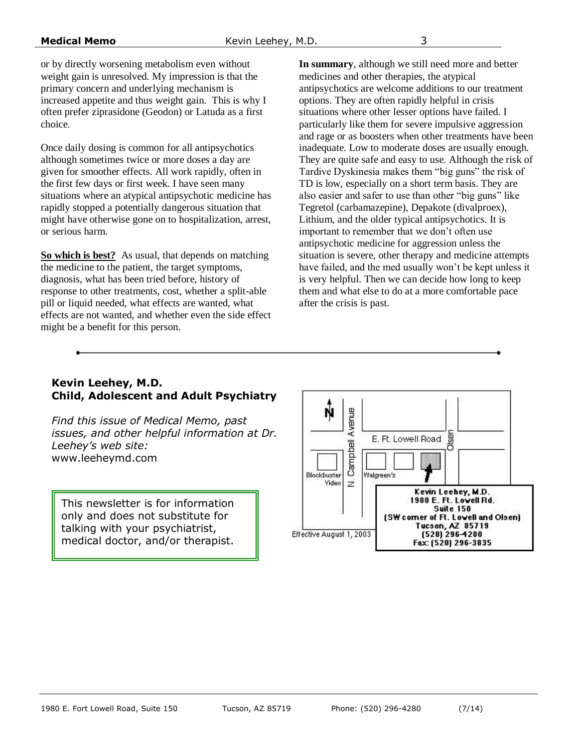or by directly worsening metabolism even without weight gain is unresolved. My impression is that the primary concern and underlying mechanism is increased appetite and thus weight gain. This is why I often prefer ziprasidone (Geodon) or Latuda as a first choice.

Once daily dosing is common for all antipsychotics although sometimes twice or more doses a day are given for smoother effects. All work rapidly, often in the first few days or first week. I have seen many situations where an atypical antipsychotic medicine has rapidly stopped a potentially dangerous situation that might have otherwise gone on to hospitalization, arrest, or serious harm.

**So which is best?** As usual, that depends on matching the medicine to the patient, the target symptoms, diagnosis, what has been tried before, history of response to other treatments, cost, whether a split-able pill or liquid needed, what effects are wanted, what effects are not wanted, and whether even the side effect might be a benefit for this person.

**In summary**, although we still need more and better medicines and other therapies, the atypical antipsychotics are welcome additions to our treatment options. They are often rapidly helpful in crisis situations where other lesser options have failed. I particularly like them for severe impulsive aggression and rage or as boosters when other treatments have been inadequate. Low to moderate doses are usually enough. They are quite safe and easy to use. Although the risk of Tardive Dyskinesia makes them "big guns" the risk of TD is low, especially on a short term basis. They are also easier and safer to use than other "big guns" like Tegretol (carbamazepine), Depakote (divalproex), Lithium, and the older typical antipsychotics. It is important to remember that we don't often use antipsychotic medicine for aggression unless the situation is severe, other therapy and medicine attempts have failed, and the med usually won't be kept unless it is very helpful. Then we can decide how long to keep them and what else to do at a more comfortable pace after the crisis is past.

---

**Kevin Leehey, M.D.**
**Child, Adolescent and Adult Psychiatry**

*Find this issue of Medical Memo, past issues, and other helpful information at Dr. Leehey's web site:*
www.leeheymd.com

> This newsletter is for information only and does not substitute for talking with your psychiatrist, medical doctor, and/or therapist.

N
N. Campbell Avenue
E. Ft. Lowell Road
Olsen
Blockbuster Video
Walgreen's
Effective August 1, 2003

**Kevin Leehey, M.D.**
**1980 E. Ft. Lowell Rd.**
**Suite 150**
**(SW corner of Ft. Lowell and Olsen)**
**Tucson, AZ 85719**
**(520) 296-4280**
**Fax: (520) 296-3835**